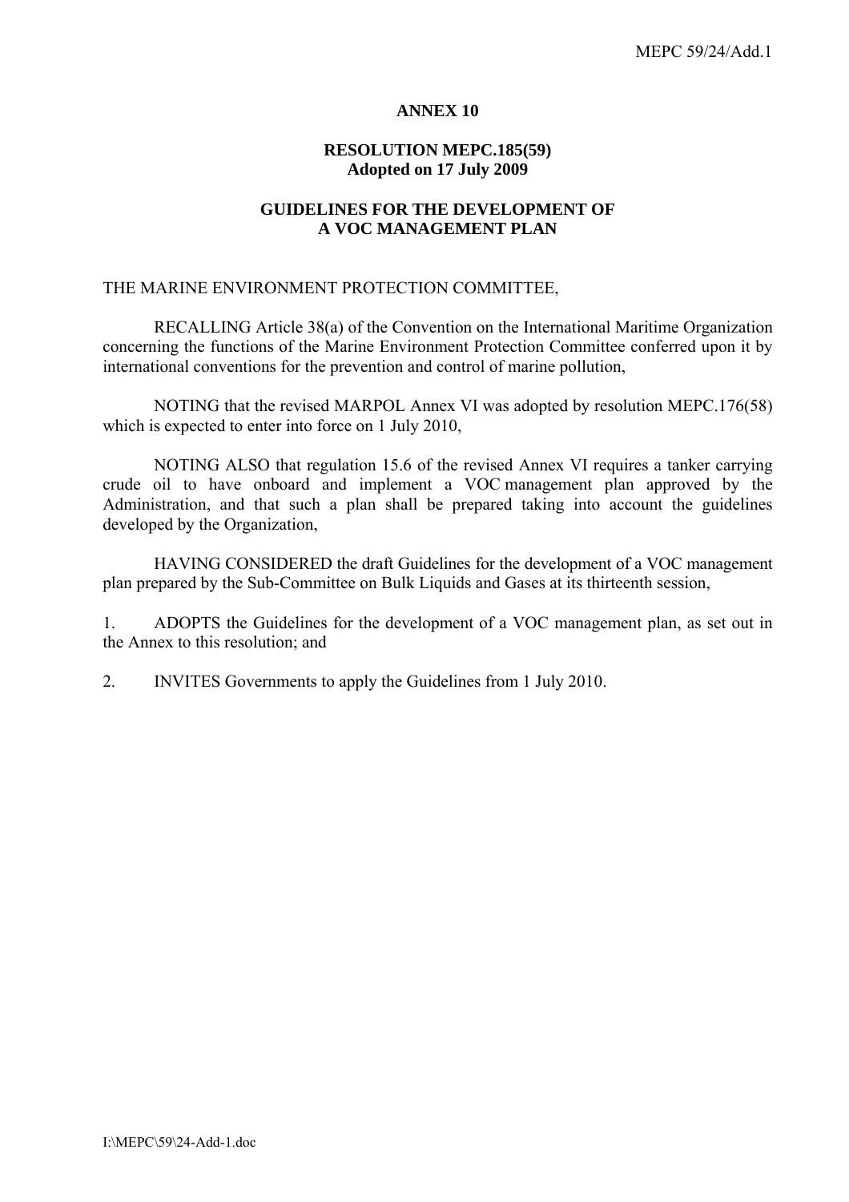# ANNEX 10

## RESOLUTION MEPC.185(59)
**Adopted on 17 July 2009**

## GUIDELINES FOR THE DEVELOPMENT OF A VOC MANAGEMENT PLAN

THE MARINE ENVIRONMENT PROTECTION COMMITTEE,

RECALLING Article 38(a) of the Convention on the International Maritime Organization concerning the functions of the Marine Environment Protection Committee conferred upon it by international conventions for the prevention and control of marine pollution,

NOTING that the revised MARPOL Annex VI was adopted by resolution MEPC.176(58) which is expected to enter into force on 1 July 2010,

NOTING ALSO that regulation 15.6 of the revised Annex VI requires a tanker carrying crude oil to have onboard and implement a VOC management plan approved by the Administration, and that such a plan shall be prepared taking into account the guidelines developed by the Organization,

HAVING CONSIDERED the draft Guidelines for the development of a VOC management plan prepared by the Sub-Committee on Bulk Liquids and Gases at its thirteenth session,

1. ADOPTS the Guidelines for the development of a VOC management plan, as set out in the Annex to this resolution; and

2. INVITES Governments to apply the Guidelines from 1 July 2010.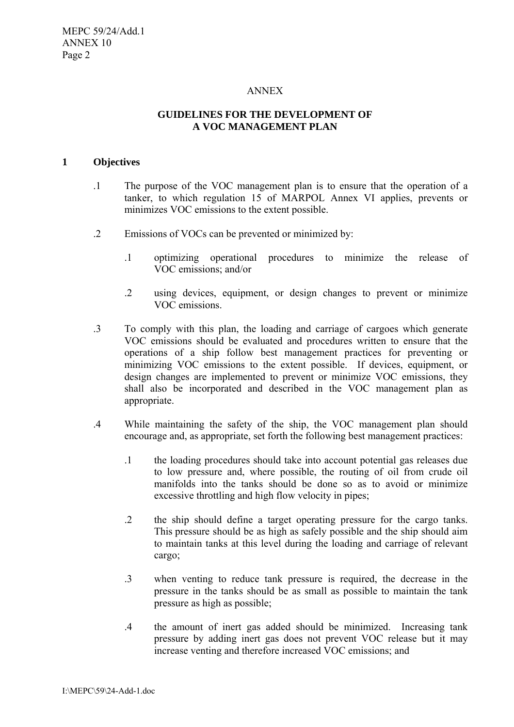ANNEX

## GUIDELINES FOR THE DEVELOPMENT OF A VOC MANAGEMENT PLAN

### 1 Objectives

.1 The purpose of the VOC management plan is to ensure that the operation of a tanker, to which regulation 15 of MARPOL Annex VI applies, prevents or minimizes VOC emissions to the extent possible.

.2 Emissions of VOCs can be prevented or minimized by:

  .1 optimizing operational procedures to minimize the release of VOC emissions; and/or

  .2 using devices, equipment, or design changes to prevent or minimize VOC emissions.

.3 To comply with this plan, the loading and carriage of cargoes which generate VOC emissions should be evaluated and procedures written to ensure that the operations of a ship follow best management practices for preventing or minimizing VOC emissions to the extent possible. If devices, equipment, or design changes are implemented to prevent or minimize VOC emissions, they shall also be incorporated and described in the VOC management plan as appropriate.

.4 While maintaining the safety of the ship, the VOC management plan should encourage and, as appropriate, set forth the following best management practices:

  .1 the loading procedures should take into account potential gas releases due to low pressure and, where possible, the routing of oil from crude oil manifolds into the tanks should be done so as to avoid or minimize excessive throttling and high flow velocity in pipes;

  .2 the ship should define a target operating pressure for the cargo tanks. This pressure should be as high as safely possible and the ship should aim to maintain tanks at this level during the loading and carriage of relevant cargo;

  .3 when venting to reduce tank pressure is required, the decrease in the pressure in the tanks should be as small as possible to maintain the tank pressure as high as possible;

  .4 the amount of inert gas added should be minimized. Increasing tank pressure by adding inert gas does not prevent VOC release but it may increase venting and therefore increased VOC emissions; and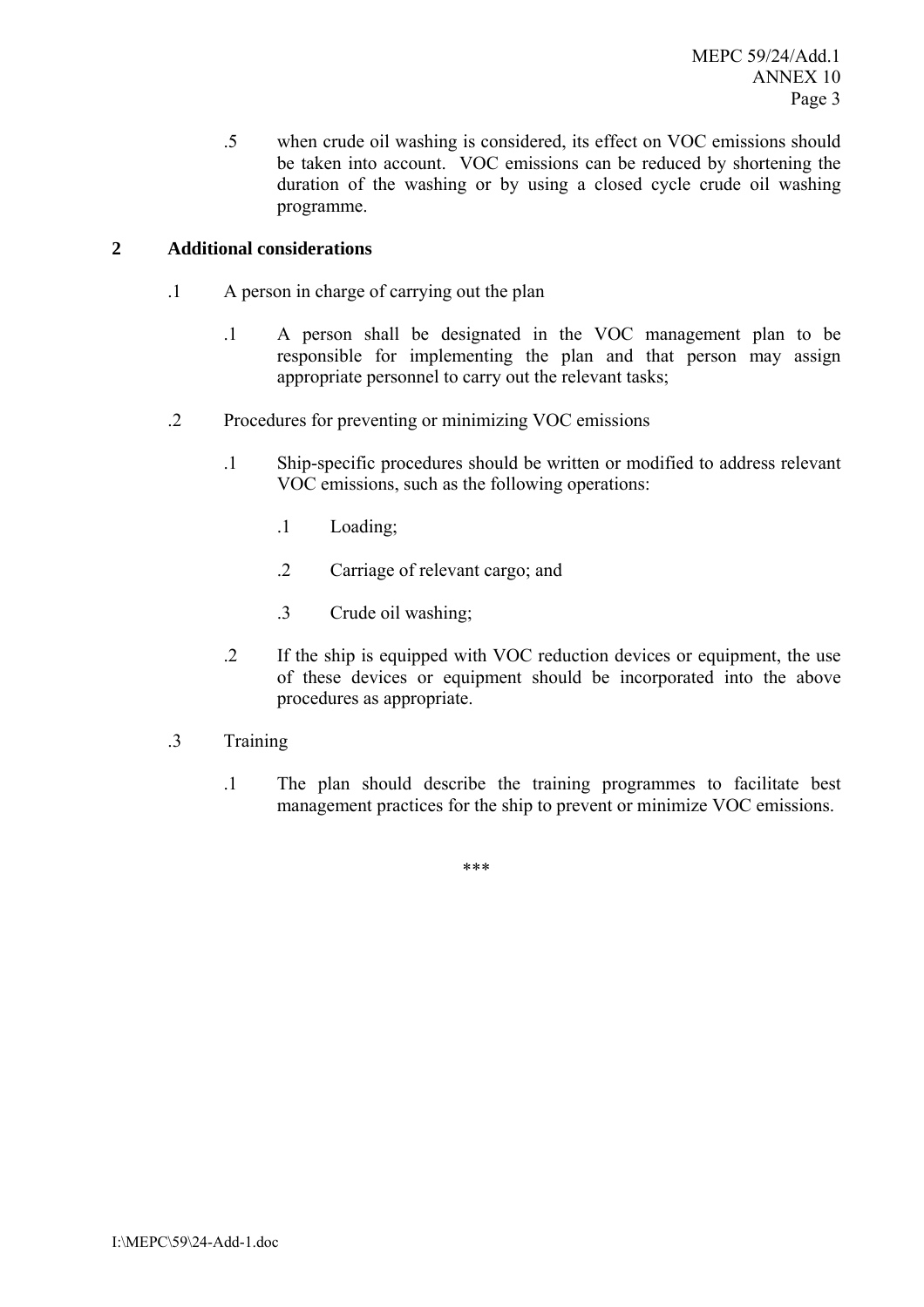.5 when crude oil washing is considered, its effect on VOC emissions should be taken into account. VOC emissions can be reduced by shortening the duration of the washing or by using a closed cycle crude oil washing programme.

## 2 Additional considerations

.1 A person in charge of carrying out the plan

.1 A person shall be designated in the VOC management plan to be responsible for implementing the plan and that person may assign appropriate personnel to carry out the relevant tasks;

.2 Procedures for preventing or minimizing VOC emissions

.1 Ship-specific procedures should be written or modified to address relevant VOC emissions, such as the following operations:

.1 Loading;

.2 Carriage of relevant cargo; and

.3 Crude oil washing;

.2 If the ship is equipped with VOC reduction devices or equipment, the use of these devices or equipment should be incorporated into the above procedures as appropriate.

.3 Training

.1 The plan should describe the training programmes to facilitate best management practices for the ship to prevent or minimize VOC emissions.

***